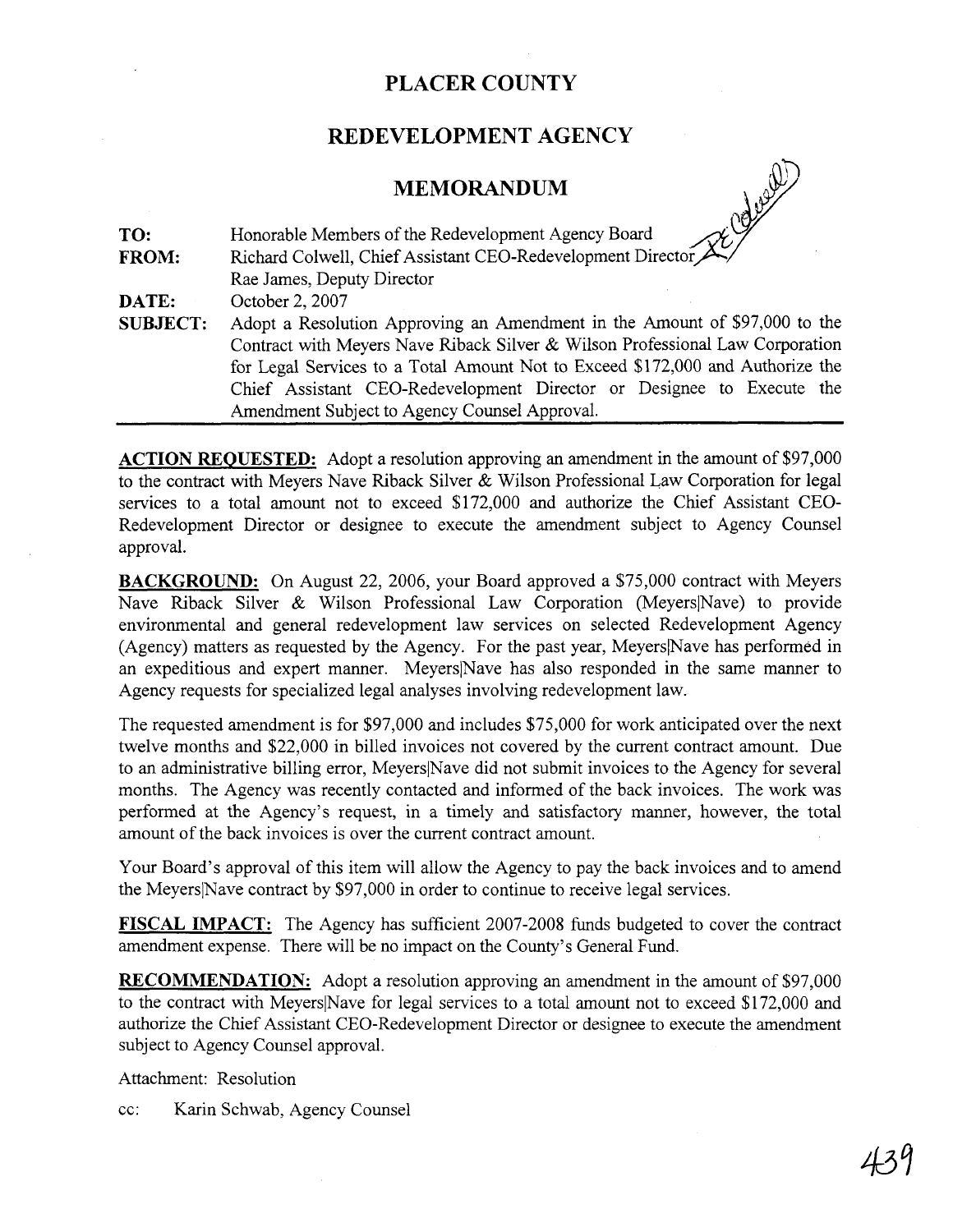# PLACER COUNTY

## REDEVELOPMENT AGENCY

## MEMORANDUM

| | |
|---|---|
| **TO:** | Honorable Members of the Redevelopment Agency Board |
| **FROM:** | Richard Colwell, Chief Assistant CEO-Redevelopment Director<br>Rae James, Deputy Director |
| **DATE:** | October 2, 2007 |
| **SUBJECT:** | Adopt a Resolution Approving an Amendment in the Amount of $97,000 to the Contract with Meyers Nave Riback Silver & Wilson Professional Law Corporation for Legal Services to a Total Amount Not to Exceed $172,000 and Authorize the Chief Assistant CEO-Redevelopment Director or Designee to Execute the Amendment Subject to Agency Counsel Approval. |

**ACTION REQUESTED:** Adopt a resolution approving an amendment in the amount of $97,000 to the contract with Meyers Nave Riback Silver & Wilson Professional Law Corporation for legal services to a total amount not to exceed $172,000 and authorize the Chief Assistant CEO-Redevelopment Director or designee to execute the amendment subject to Agency Counsel approval.

**BACKGROUND:** On August 22, 2006, your Board approved a $75,000 contract with Meyers Nave Riback Silver & Wilson Professional Law Corporation (Meyers|Nave) to provide environmental and general redevelopment law services on selected Redevelopment Agency (Agency) matters as requested by the Agency. For the past year, Meyers|Nave has performed in an expeditious and expert manner. Meyers|Nave has also responded in the same manner to Agency requests for specialized legal analyses involving redevelopment law.

The requested amendment is for $97,000 and includes $75,000 for work anticipated over the next twelve months and $22,000 in billed invoices not covered by the current contract amount. Due to an administrative billing error, Meyers|Nave did not submit invoices to the Agency for several months. The Agency was recently contacted and informed of the back invoices. The work was performed at the Agency's request, in a timely and satisfactory manner, however, the total amount of the back invoices is over the current contract amount.

Your Board's approval of this item will allow the Agency to pay the back invoices and to amend the Meyers|Nave contract by $97,000 in order to continue to receive legal services.

**FISCAL IMPACT:** The Agency has sufficient 2007-2008 funds budgeted to cover the contract amendment expense. There will be no impact on the County's General Fund.

**RECOMMENDATION:** Adopt a resolution approving an amendment in the amount of $97,000 to the contract with Meyers|Nave for legal services to a total amount not to exceed $172,000 and authorize the Chief Assistant CEO-Redevelopment Director or designee to execute the amendment subject to Agency Counsel approval.

Attachment: Resolution

cc: Karin Schwab, Agency Counsel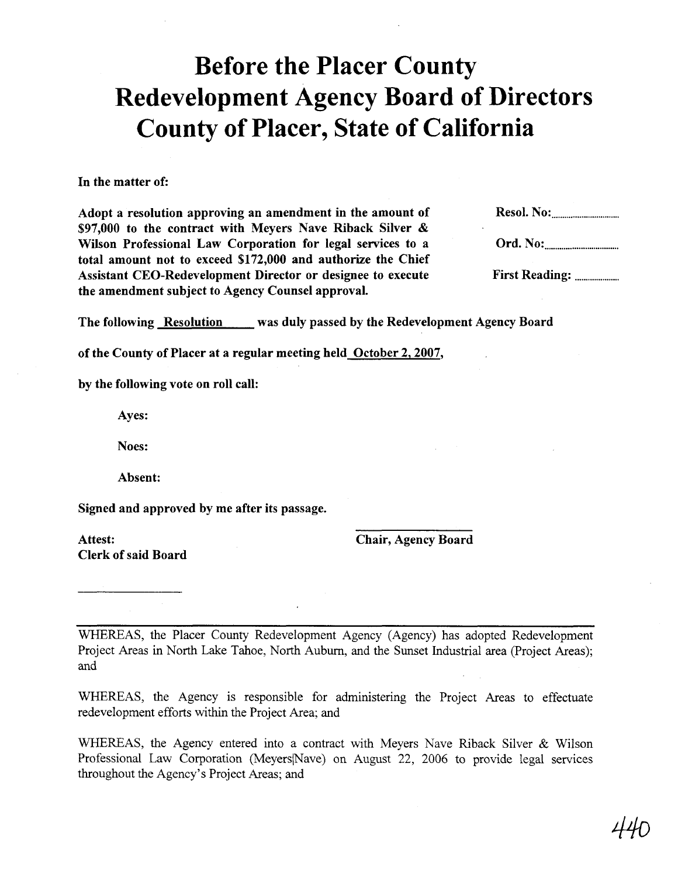# Before the Placer County Redevelopment Agency Board of Directors County of Placer, State of California

**In the matter of:**

**Adopt a resolution approving an amendment in the amount of $97,000 to the contract with Meyers Nave Riback Silver & Wilson Professional Law Corporation for legal services to a total amount not to exceed $172,000 and authorize the Chief Assistant CEO-Redevelopment Director or designee to execute the amendment subject to Agency Counsel approval.**

**Resol. No:**..............................

**Ord. No:**..............................

**First Reading:** ....................

**The following Resolution was duly passed by the Redevelopment Agency Board of the County of Placer at a regular meeting held October 2, 2007, by the following vote on roll call:**

**Ayes:**

**Noes:**

**Absent:**

**Signed and approved by me after its passage.**

**Attest:**
**Clerk of said Board**

______________

______________
**Chair, Agency Board**

---

WHEREAS, the Placer County Redevelopment Agency (Agency) has adopted Redevelopment Project Areas in North Lake Tahoe, North Auburn, and the Sunset Industrial area (Project Areas); and

WHEREAS, the Agency is responsible for administering the Project Areas to effectuate redevelopment efforts within the Project Area; and

WHEREAS, the Agency entered into a contract with Meyers Nave Riback Silver & Wilson Professional Law Corporation (Meyers|Nave) on August 22, 2006 to provide legal services throughout the Agency's Project Areas; and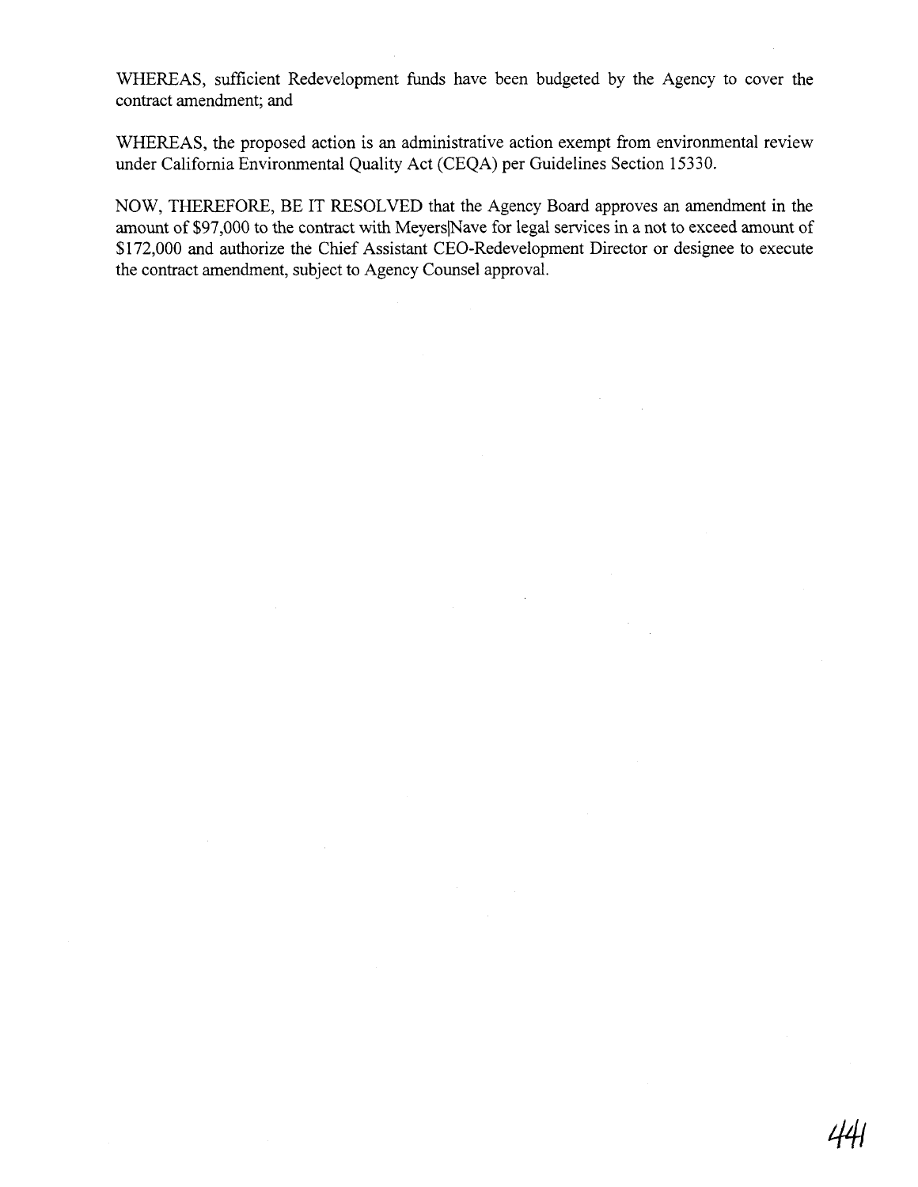WHEREAS, sufficient Redevelopment funds have been budgeted by the Agency to cover the contract amendment; and

WHEREAS, the proposed action is an administrative action exempt from environmental review under California Environmental Quality Act (CEQA) per Guidelines Section 15330.

NOW, THEREFORE, BE IT RESOLVED that the Agency Board approves an amendment in the amount of $97,000 to the contract with Meyers|Nave for legal services in a not to exceed amount of $172,000 and authorize the Chief Assistant CEO-Redevelopment Director or designee to execute the contract amendment, subject to Agency Counsel approval.